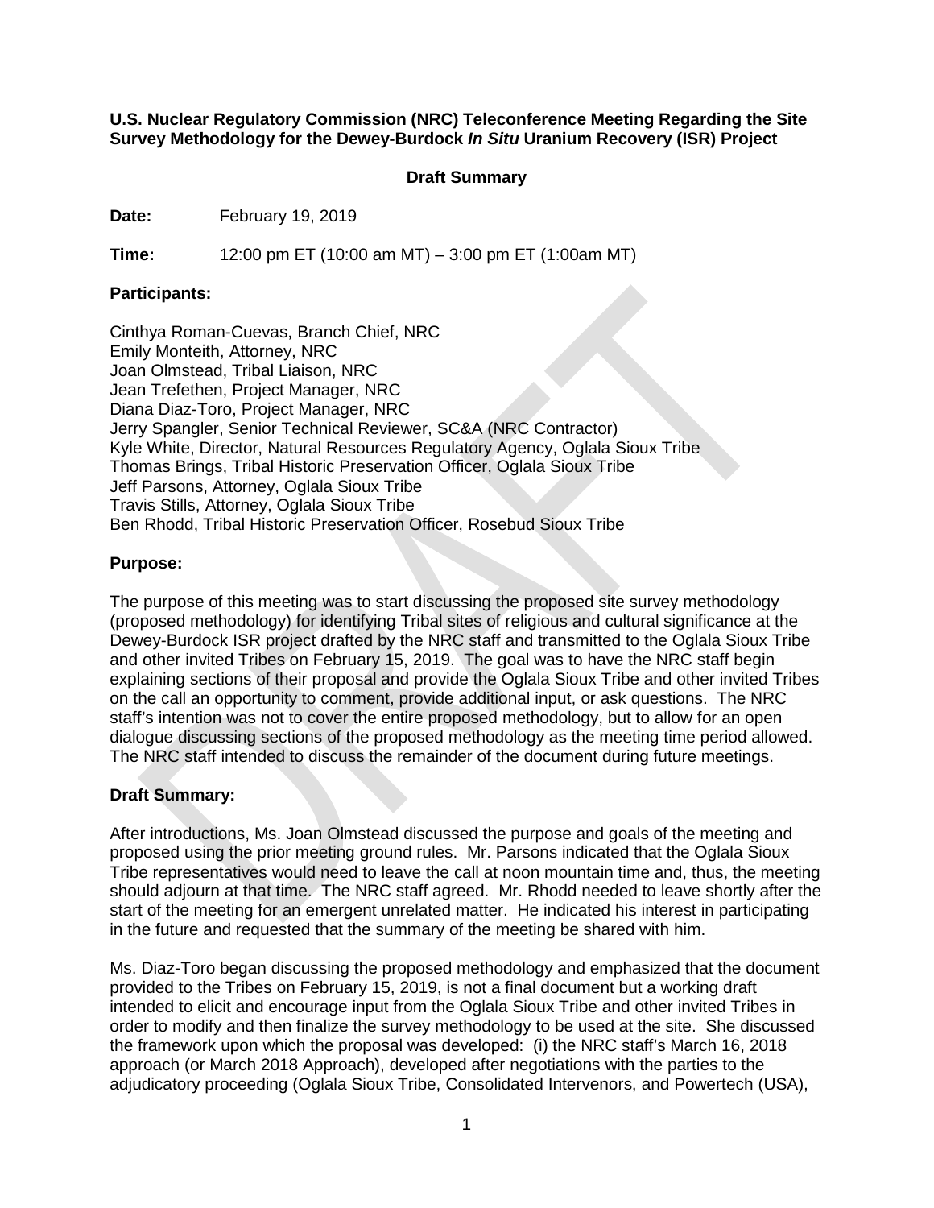**U.S. Nuclear Regulatory Commission (NRC) Teleconference Meeting Regarding the Site Survey Methodology for the Dewey-Burdock *In Situ* Uranium Recovery (ISR) Project**

**Draft Summary**

**Date:** February 19, 2019

**Time:** 12:00 pm ET (10:00 am MT) – 3:00 pm ET (1:00am MT)

**Participants:**

Cinthya Roman-Cuevas, Branch Chief, NRC
Emily Monteith, Attorney, NRC
Joan Olmstead, Tribal Liaison, NRC
Jean Trefethen, Project Manager, NRC
Diana Diaz-Toro, Project Manager, NRC
Jerry Spangler, Senior Technical Reviewer, SC&A (NRC Contractor)
Kyle White, Director, Natural Resources Regulatory Agency, Oglala Sioux Tribe
Thomas Brings, Tribal Historic Preservation Officer, Oglala Sioux Tribe
Jeff Parsons, Attorney, Oglala Sioux Tribe
Travis Stills, Attorney, Oglala Sioux Tribe
Ben Rhodd, Tribal Historic Preservation Officer, Rosebud Sioux Tribe

**Purpose:**

The purpose of this meeting was to start discussing the proposed site survey methodology (proposed methodology) for identifying Tribal sites of religious and cultural significance at the Dewey-Burdock ISR project drafted by the NRC staff and transmitted to the Oglala Sioux Tribe and other invited Tribes on February 15, 2019. The goal was to have the NRC staff begin explaining sections of their proposal and provide the Oglala Sioux Tribe and other invited Tribes on the call an opportunity to comment, provide additional input, or ask questions. The NRC staff's intention was not to cover the entire proposed methodology, but to allow for an open dialogue discussing sections of the proposed methodology as the meeting time period allowed. The NRC staff intended to discuss the remainder of the document during future meetings.

**Draft Summary:**

After introductions, Ms. Joan Olmstead discussed the purpose and goals of the meeting and proposed using the prior meeting ground rules. Mr. Parsons indicated that the Oglala Sioux Tribe representatives would need to leave the call at noon mountain time and, thus, the meeting should adjourn at that time. The NRC staff agreed. Mr. Rhodd needed to leave shortly after the start of the meeting for an emergent unrelated matter. He indicated his interest in participating in the future and requested that the summary of the meeting be shared with him.

Ms. Diaz-Toro began discussing the proposed methodology and emphasized that the document provided to the Tribes on February 15, 2019, is not a final document but a working draft intended to elicit and encourage input from the Oglala Sioux Tribe and other invited Tribes in order to modify and then finalize the survey methodology to be used at the site. She discussed the framework upon which the proposal was developed: (i) the NRC staff's March 16, 2018 approach (or March 2018 Approach), developed after negotiations with the parties to the adjudicatory proceeding (Oglala Sioux Tribe, Consolidated Intervenors, and Powertech (USA),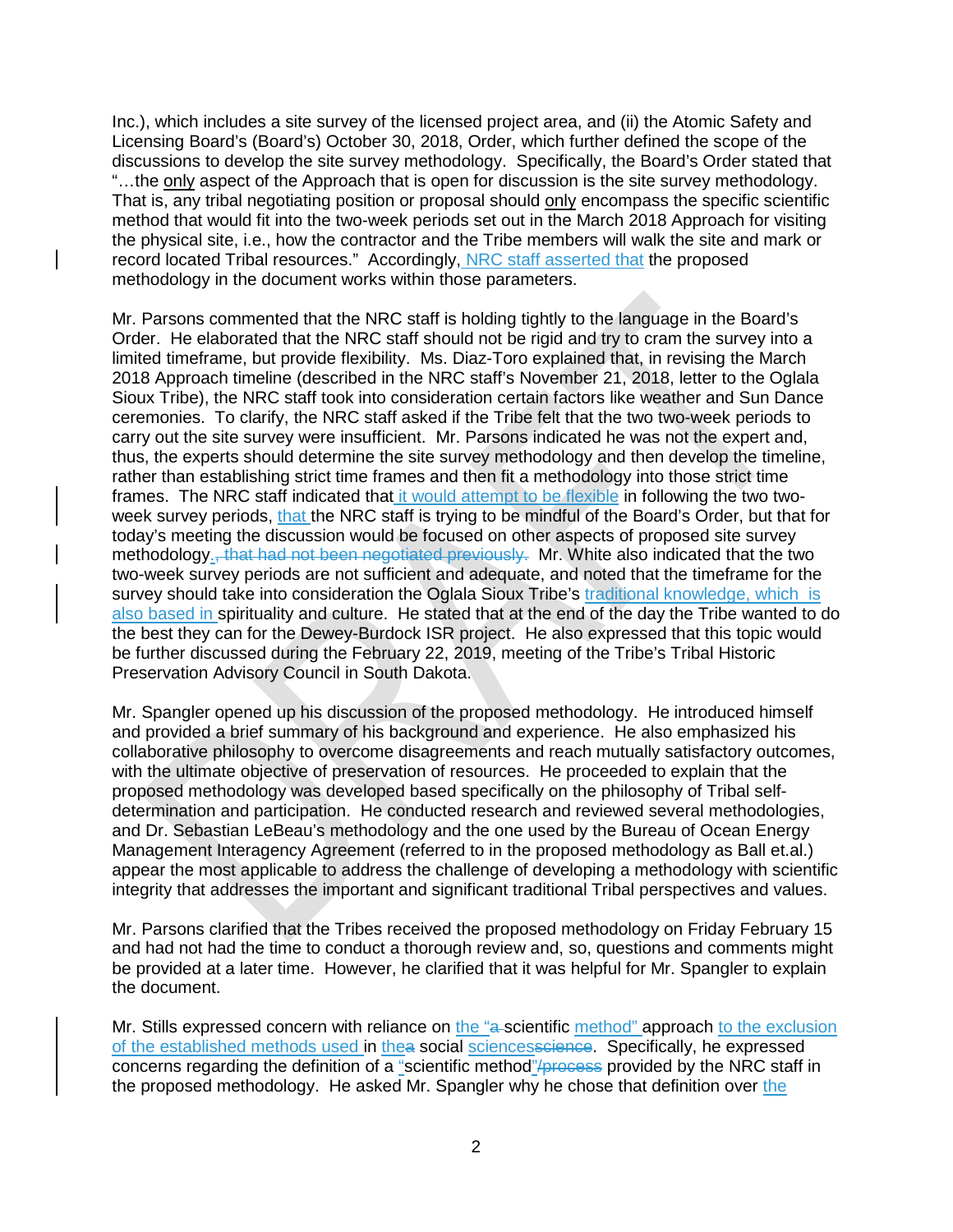Inc.), which includes a site survey of the licensed project area, and (ii) the Atomic Safety and Licensing Board's (Board's) October 30, 2018, Order, which further defined the scope of the discussions to develop the site survey methodology. Specifically, the Board's Order stated that "…the only aspect of the Approach that is open for discussion is the site survey methodology. That is, any tribal negotiating position or proposal should only encompass the specific scientific method that would fit into the two-week periods set out in the March 2018 Approach for visiting the physical site, i.e., how the contractor and the Tribe members will walk the site and mark or record located Tribal resources." Accordingly, NRC staff asserted that the proposed methodology in the document works within those parameters.

Mr. Parsons commented that the NRC staff is holding tightly to the language in the Board's Order. He elaborated that the NRC staff should not be rigid and try to cram the survey into a limited timeframe, but provide flexibility. Ms. Diaz-Toro explained that, in revising the March 2018 Approach timeline (described in the NRC staff's November 21, 2018, letter to the Oglala Sioux Tribe), the NRC staff took into consideration certain factors like weather and Sun Dance ceremonies. To clarify, the NRC staff asked if the Tribe felt that the two two-week periods to carry out the site survey were insufficient. Mr. Parsons indicated he was not the expert and, thus, the experts should determine the site survey methodology and then develop the timeline, rather than establishing strict time frames and then fit a methodology into those strict time frames. The NRC staff indicated that it would attempt to be flexible in following the two two-week survey periods, that the NRC staff is trying to be mindful of the Board's Order, but that for today's meeting the discussion would be focused on other aspects of proposed site survey methodology.~~, that had not been negotiated previously.~~ Mr. White also indicated that the two two-week survey periods are not sufficient and adequate, and noted that the timeframe for the survey should take into consideration the Oglala Sioux Tribe's traditional knowledge, which is also based in spirituality and culture. He stated that at the end of the day the Tribe wanted to do the best they can for the Dewey-Burdock ISR project. He also expressed that this topic would be further discussed during the February 22, 2019, meeting of the Tribe's Tribal Historic Preservation Advisory Council in South Dakota.

Mr. Spangler opened up his discussion of the proposed methodology. He introduced himself and provided a brief summary of his background and experience. He also emphasized his collaborative philosophy to overcome disagreements and reach mutually satisfactory outcomes, with the ultimate objective of preservation of resources. He proceeded to explain that the proposed methodology was developed based specifically on the philosophy of Tribal self-determination and participation. He conducted research and reviewed several methodologies, and Dr. Sebastian LeBeau's methodology and the one used by the Bureau of Ocean Energy Management Interagency Agreement (referred to in the proposed methodology as Ball et.al.) appear the most applicable to address the challenge of developing a methodology with scientific integrity that addresses the important and significant traditional Tribal perspectives and values.

Mr. Parsons clarified that the Tribes received the proposed methodology on Friday February 15 and had not had the time to conduct a thorough review and, so, questions and comments might be provided at a later time. However, he clarified that it was helpful for Mr. Spangler to explain the document.

Mr. Stills expressed concern with reliance on the "~~a~~ scientific method" approach to the exclusion of the established methods used in the~~a~~ social sciences~~science~~. Specifically, he expressed concerns regarding the definition of a "scientific method"~~/process~~ provided by the NRC staff in the proposed methodology. He asked Mr. Spangler why he chose that definition over the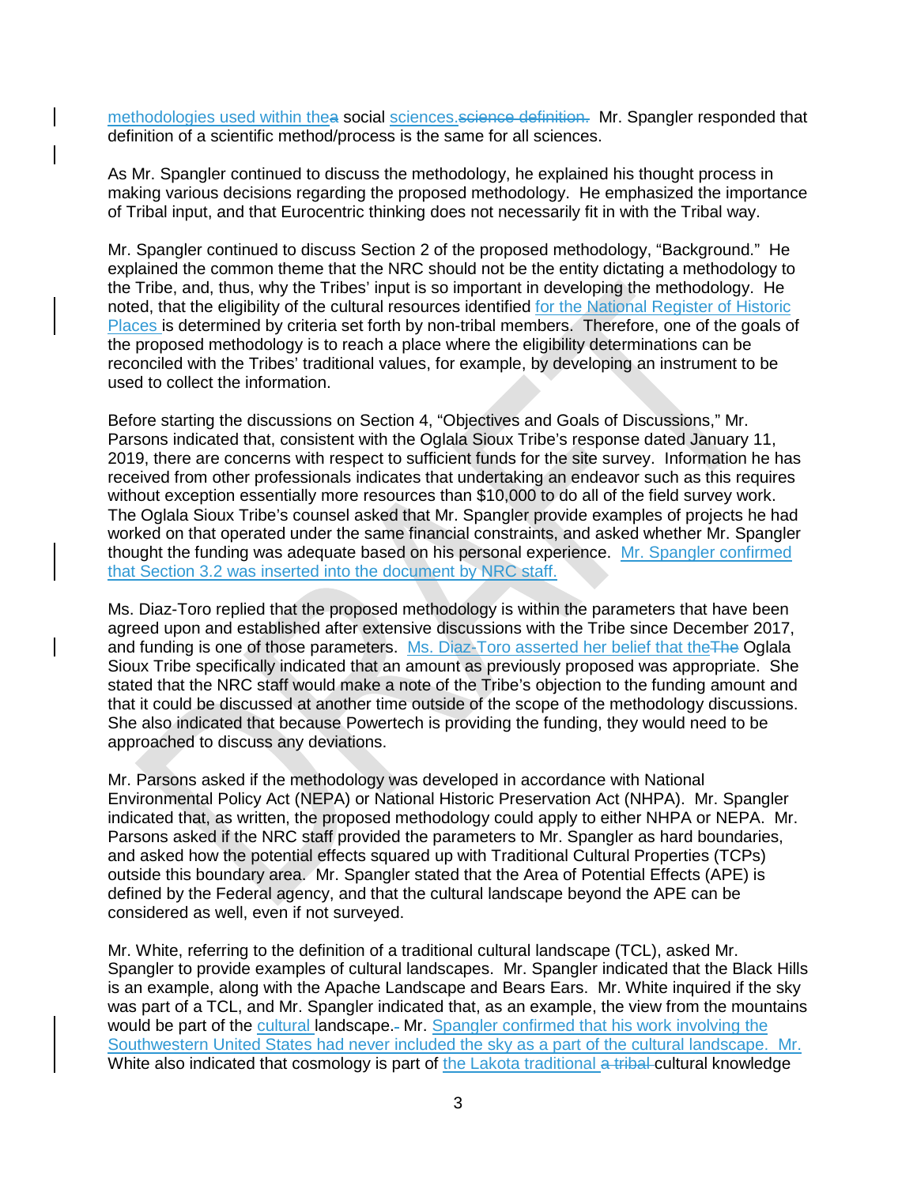methodologies used within the~~a~~ social sciences.~~science definition.~~ Mr. Spangler responded that definition of a scientific method/process is the same for all sciences.

As Mr. Spangler continued to discuss the methodology, he explained his thought process in making various decisions regarding the proposed methodology. He emphasized the importance of Tribal input, and that Eurocentric thinking does not necessarily fit in with the Tribal way.

Mr. Spangler continued to discuss Section 2 of the proposed methodology, "Background." He explained the common theme that the NRC should not be the entity dictating a methodology to the Tribe, and, thus, why the Tribes' input is so important in developing the methodology. He noted, that the eligibility of the cultural resources identified for the National Register of Historic Places is determined by criteria set forth by non-tribal members. Therefore, one of the goals of the proposed methodology is to reach a place where the eligibility determinations can be reconciled with the Tribes' traditional values, for example, by developing an instrument to be used to collect the information.

Before starting the discussions on Section 4, "Objectives and Goals of Discussions," Mr. Parsons indicated that, consistent with the Oglala Sioux Tribe's response dated January 11, 2019, there are concerns with respect to sufficient funds for the site survey. Information he has received from other professionals indicates that undertaking an endeavor such as this requires without exception essentially more resources than $10,000 to do all of the field survey work. The Oglala Sioux Tribe's counsel asked that Mr. Spangler provide examples of projects he had worked on that operated under the same financial constraints, and asked whether Mr. Spangler thought the funding was adequate based on his personal experience. Mr. Spangler confirmed that Section 3.2 was inserted into the document by NRC staff.

Ms. Diaz-Toro replied that the proposed methodology is within the parameters that have been agreed upon and established after extensive discussions with the Tribe since December 2017, and funding is one of those parameters. Ms. Diaz-Toro asserted her belief that the~~The~~ Oglala Sioux Tribe specifically indicated that an amount as previously proposed was appropriate. She stated that the NRC staff would make a note of the Tribe's objection to the funding amount and that it could be discussed at another time outside of the scope of the methodology discussions. She also indicated that because Powertech is providing the funding, they would need to be approached to discuss any deviations.

Mr. Parsons asked if the methodology was developed in accordance with National Environmental Policy Act (NEPA) or National Historic Preservation Act (NHPA). Mr. Spangler indicated that, as written, the proposed methodology could apply to either NHPA or NEPA. Mr. Parsons asked if the NRC staff provided the parameters to Mr. Spangler as hard boundaries, and asked how the potential effects squared up with Traditional Cultural Properties (TCPs) outside this boundary area. Mr. Spangler stated that the Area of Potential Effects (APE) is defined by the Federal agency, and that the cultural landscape beyond the APE can be considered as well, even if not surveyed.

Mr. White, referring to the definition of a traditional cultural landscape (TCL), asked Mr. Spangler to provide examples of cultural landscapes. Mr. Spangler indicated that the Black Hills is an example, along with the Apache Landscape and Bears Ears. Mr. White inquired if the sky was part of a TCL, and Mr. Spangler indicated that, as an example, the view from the mountains would be part of the cultural landscape.~~-~~ Mr. Spangler confirmed that his work involving the Southwestern United States had never included the sky as a part of the cultural landscape. Mr. White also indicated that cosmology is part of the Lakota traditional ~~a tribal~~ cultural knowledge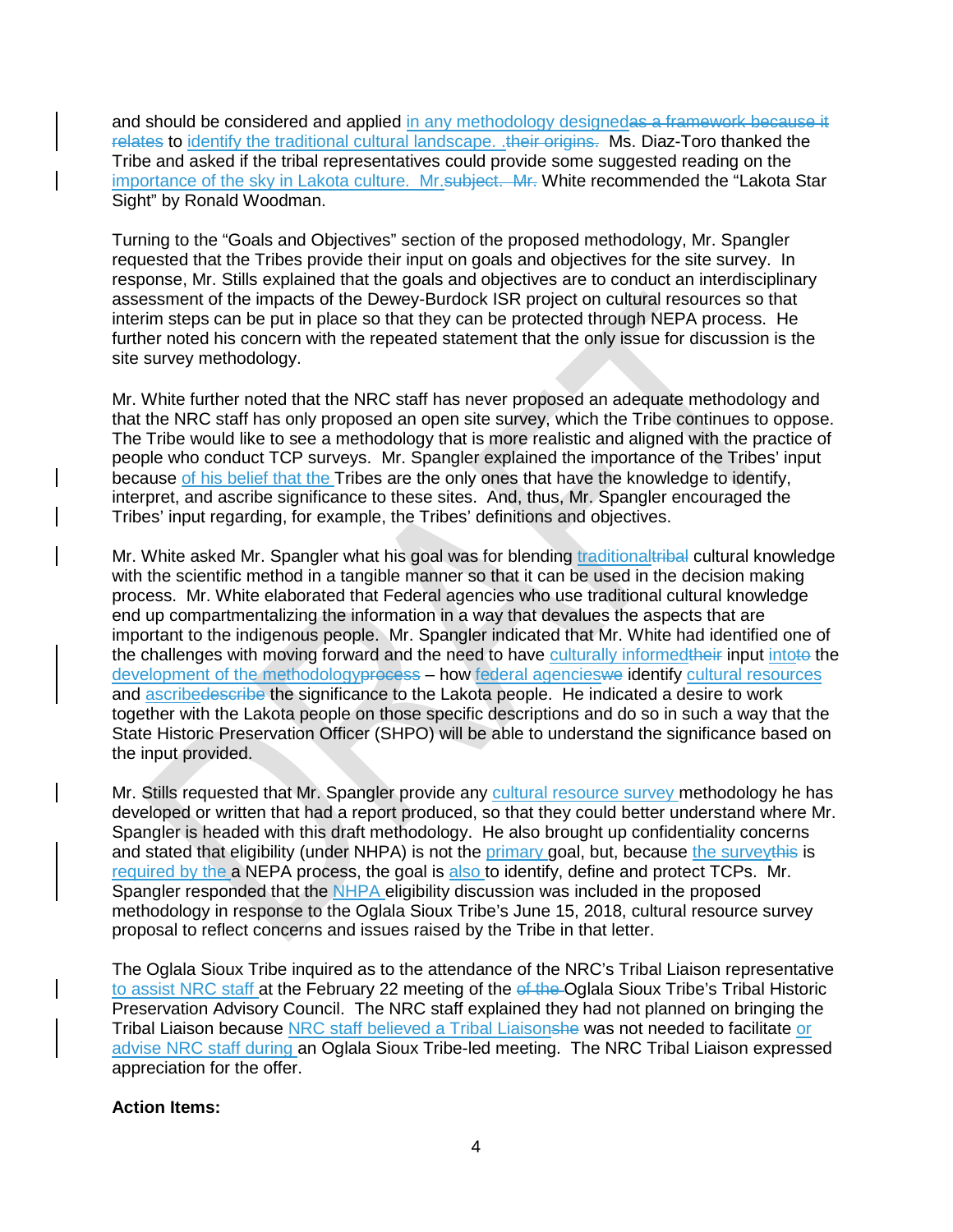and should be considered and applied in any methodology designed~~as a framework because it relates~~ to identify the traditional cultural landscape. .~~their origins.~~ Ms. Diaz-Toro thanked the Tribe and asked if the tribal representatives could provide some suggested reading on the importance of the sky in Lakota culture. Mr.~~subject. Mr.~~ White recommended the "Lakota Star Sight" by Ronald Woodman.

Turning to the "Goals and Objectives" section of the proposed methodology, Mr. Spangler requested that the Tribes provide their input on goals and objectives for the site survey. In response, Mr. Stills explained that the goals and objectives are to conduct an interdisciplinary assessment of the impacts of the Dewey-Burdock ISR project on cultural resources so that interim steps can be put in place so that they can be protected through NEPA process. He further noted his concern with the repeated statement that the only issue for discussion is the site survey methodology.

Mr. White further noted that the NRC staff has never proposed an adequate methodology and that the NRC staff has only proposed an open site survey, which the Tribe continues to oppose. The Tribe would like to see a methodology that is more realistic and aligned with the practice of people who conduct TCP surveys. Mr. Spangler explained the importance of the Tribes' input because of his belief that the Tribes are the only ones that have the knowledge to identify, interpret, and ascribe significance to these sites. And, thus, Mr. Spangler encouraged the Tribes' input regarding, for example, the Tribes' definitions and objectives.

Mr. White asked Mr. Spangler what his goal was for blending traditional~~tribal~~ cultural knowledge with the scientific method in a tangible manner so that it can be used in the decision making process. Mr. White elaborated that Federal agencies who use traditional cultural knowledge end up compartmentalizing the information in a way that devalues the aspects that are important to the indigenous people. Mr. Spangler indicated that Mr. White had identified one of the challenges with moving forward and the need to have culturally informed~~their~~ input into~~to~~ the development of the methodology~~process~~ – how federal agencies~~we~~ identify cultural resources and ascribe~~describe~~ the significance to the Lakota people. He indicated a desire to work together with the Lakota people on those specific descriptions and do so in such a way that the State Historic Preservation Officer (SHPO) will be able to understand the significance based on the input provided.

Mr. Stills requested that Mr. Spangler provide any cultural resource survey methodology he has developed or written that had a report produced, so that they could better understand where Mr. Spangler is headed with this draft methodology. He also brought up confidentiality concerns and stated that eligibility (under NHPA) is not the primary goal, but, because the survey~~this~~ is required by the a NEPA process, the goal is also to identify, define and protect TCPs. Mr. Spangler responded that the NHPA eligibility discussion was included in the proposed methodology in response to the Oglala Sioux Tribe's June 15, 2018, cultural resource survey proposal to reflect concerns and issues raised by the Tribe in that letter.

The Oglala Sioux Tribe inquired as to the attendance of the NRC's Tribal Liaison representative to assist NRC staff at the February 22 meeting of the ~~of the~~ Oglala Sioux Tribe's Tribal Historic Preservation Advisory Council. The NRC staff explained they had not planned on bringing the Tribal Liaison because NRC staff believed a Tribal Liaison~~she~~ was not needed to facilitate or advise NRC staff during an Oglala Sioux Tribe-led meeting. The NRC Tribal Liaison expressed appreciation for the offer.

**Action Items:**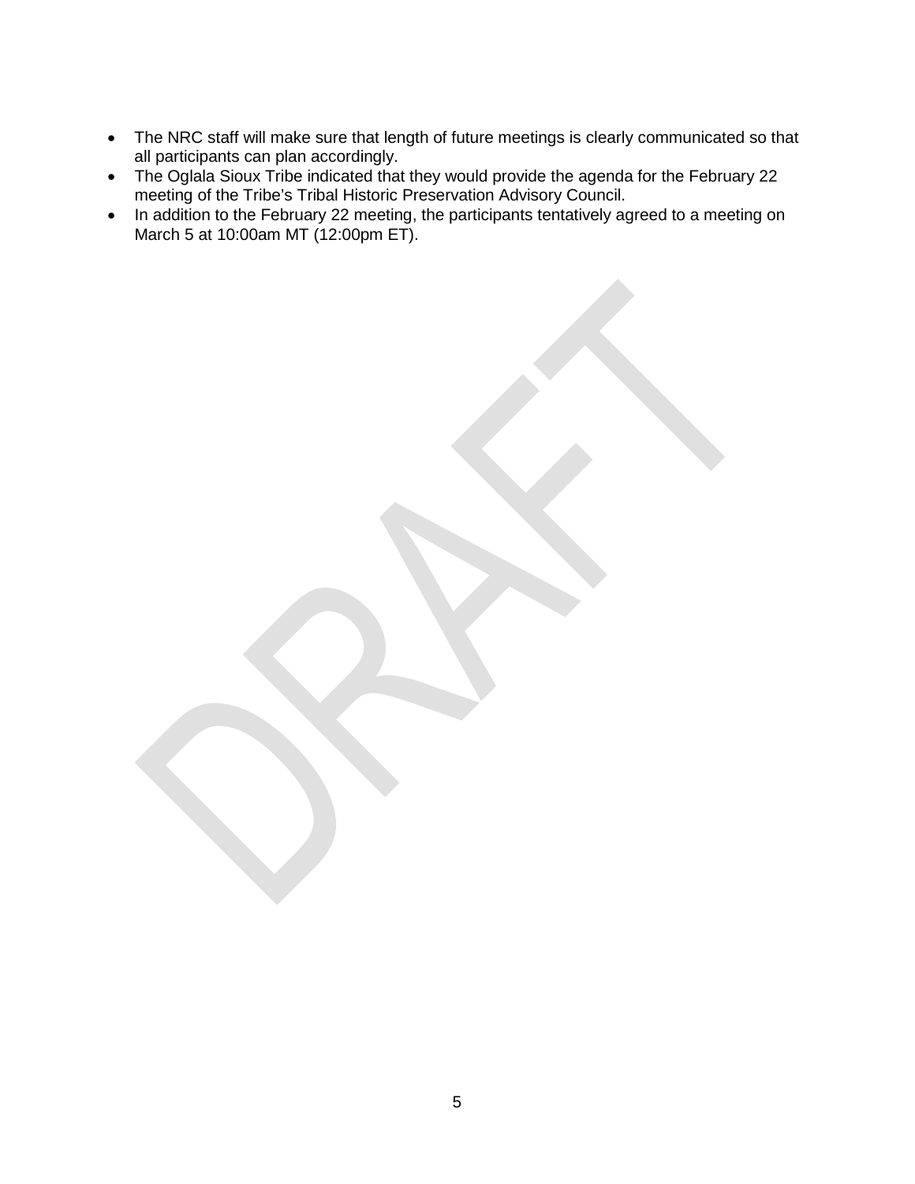- The NRC staff will make sure that length of future meetings is clearly communicated so that all participants can plan accordingly.
- The Oglala Sioux Tribe indicated that they would provide the agenda for the February 22 meeting of the Tribe's Tribal Historic Preservation Advisory Council.
- In addition to the February 22 meeting, the participants tentatively agreed to a meeting on March 5 at 10:00am MT (12:00pm ET).